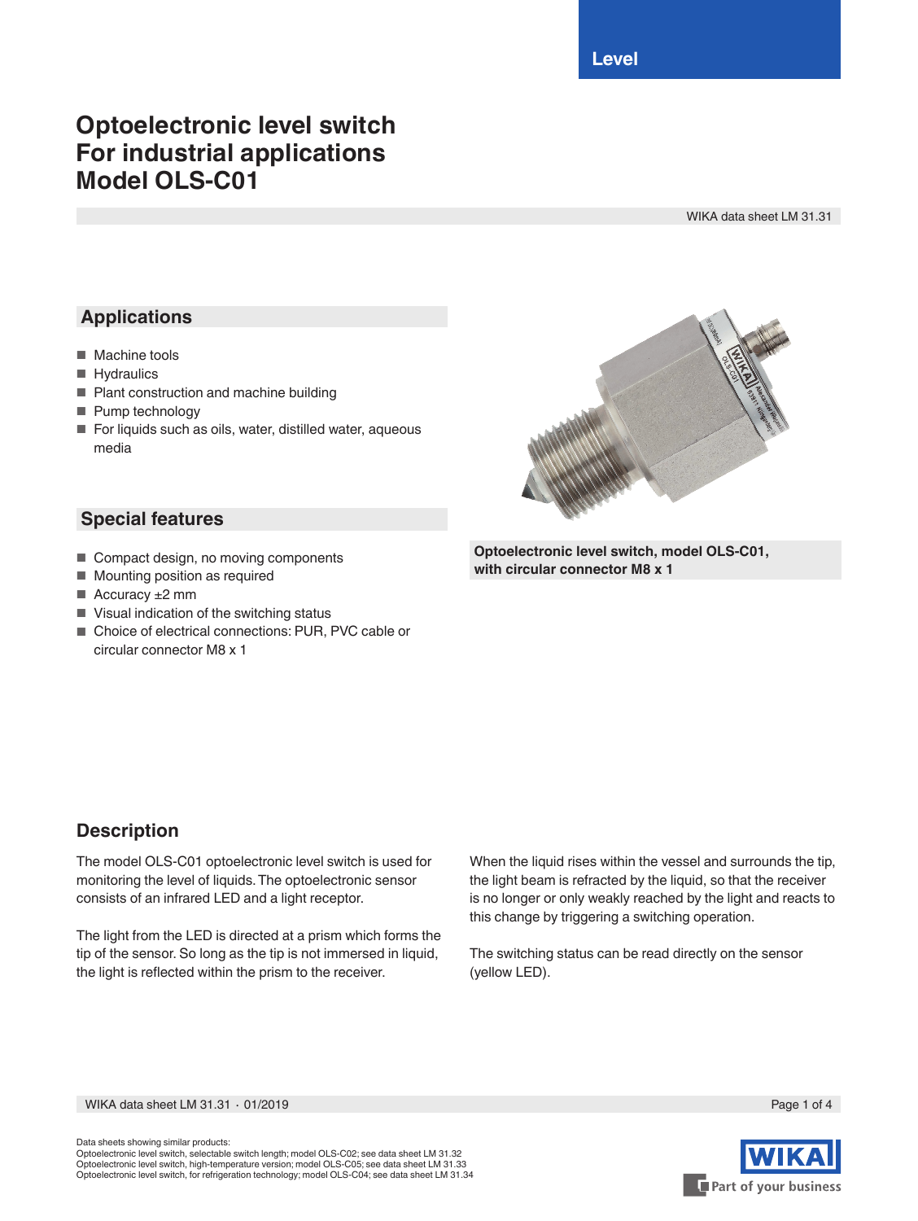Level

# Optoelectronic level switch For industrial applications Model OLS-C01

WIKA data sheet LM 31.31

## Applications

- Machine tools
- Hydraulics
- Plant construction and machine building
- Pump technology
- For liquids such as oils, water, distilled water, aqueous media

## Special features

- Compact design, no moving components
- Mounting position as required
- Accuracy ±2 mm
- Visual indication of the switching status
- Choice of electrical connections: PUR, PVC cable or circular connector M8 x 1

**Optoelectronic level switch, model OLS-C01, with circular connector M8 x 1**

## Description

The model OLS-C01 optoelectronic level switch is used for monitoring the level of liquids. The optoelectronic sensor consists of an infrared LED and a light receptor.

The light from the LED is directed at a prism which forms the tip of the sensor. So long as the tip is not immersed in liquid, the light is reflected within the prism to the receiver.

When the liquid rises within the vessel and surrounds the tip, the light beam is refracted by the liquid, so that the receiver is no longer or only weakly reached by the light and reacts to this change by triggering a switching operation.

The switching status can be read directly on the sensor (yellow LED).

Data sheets showing similar products:
Optoelectronic level switch, selectable switch length; model OLS-C02; see data sheet LM 31.32
Optoelectronic level switch, high-temperature version; model OLS-C05; see data sheet LM 31.33
Optoelectronic level switch, for refrigeration technology; model OLS-C04; see data sheet LM 31.34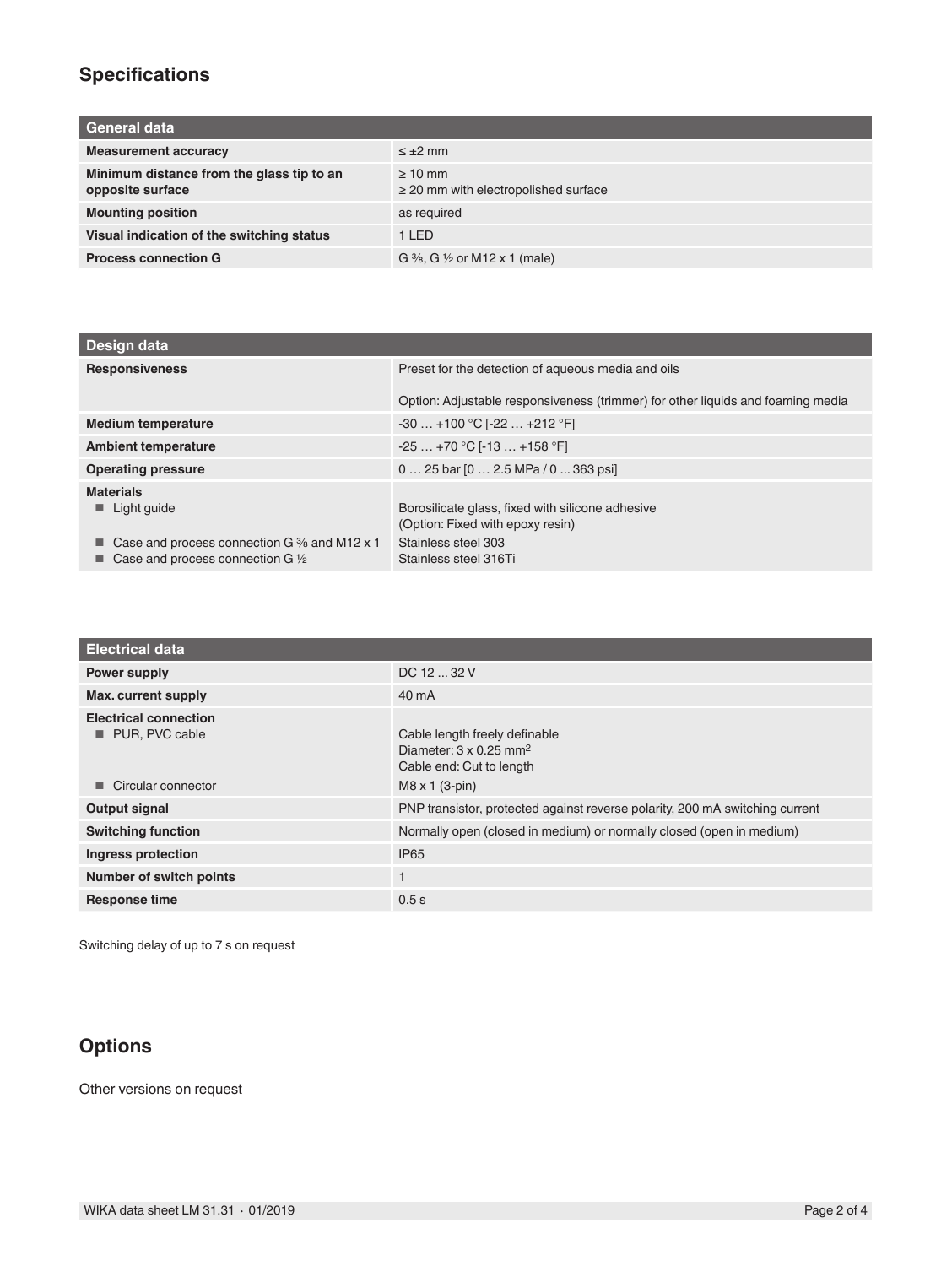## Specifications

| General data | |
|---|---|
| **Measurement accuracy** | ≤ ±2 mm |
| **Minimum distance from the glass tip to an opposite surface** | ≥ 10 mm<br>≥ 20 mm with electropolished surface |
| **Mounting position** | as required |
| **Visual indication of the switching status** | 1 LED |
| **Process connection G** | G ⅜, G ½ or M12 x 1 (male) |

| Design data | |
|---|---|
| **Responsiveness** | Preset for the detection of aqueous media and oils<br><br>Option: Adjustable responsiveness (trimmer) for other liquids and foaming media |
| **Medium temperature** | -30 … +100 °C [-22 … +212 °F] |
| **Ambient temperature** | -25 … +70 °C [-13 … +158 °F] |
| **Operating pressure** | 0 … 25 bar [0 … 2.5 MPa / 0 ... 363 psi] |
| **Materials** | |
| ■ Light guide | Borosilicate glass, fixed with silicone adhesive<br>(Option: Fixed with epoxy resin) |
| ■ Case and process connection G ⅜ and M12 x 1 | Stainless steel 303 |
| ■ Case and process connection G ½ | Stainless steel 316Ti |

| Electrical data | |
|---|---|
| **Power supply** | DC 12 ... 32 V |
| **Max. current supply** | 40 mA |
| **Electrical connection** | |
| ■ PUR, PVC cable | Cable length freely definable<br>Diameter: 3 x 0.25 mm²<br>Cable end: Cut to length |
| ■ Circular connector | M8 x 1 (3-pin) |
| **Output signal** | PNP transistor, protected against reverse polarity, 200 mA switching current |
| **Switching function** | Normally open (closed in medium) or normally closed (open in medium) |
| **Ingress protection** | IP65 |
| **Number of switch points** | 1 |
| **Response time** | 0.5 s |

Switching delay of up to 7 s on request

## Options

Other versions on request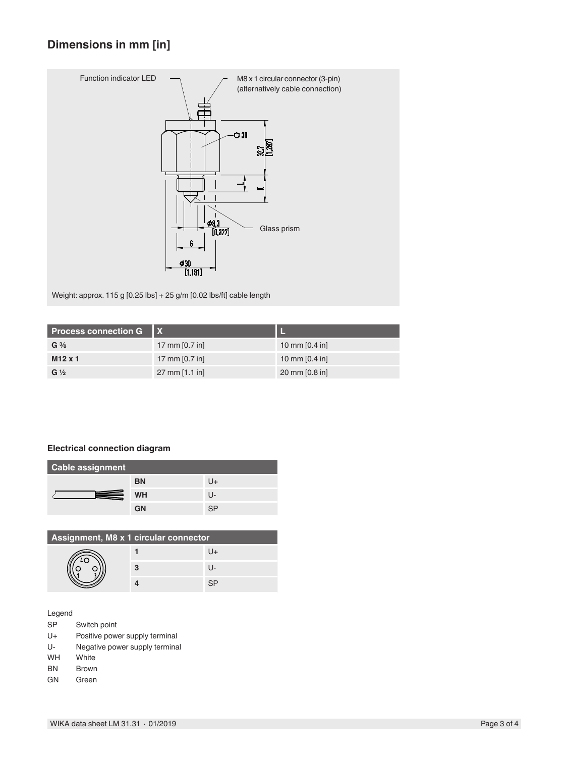## Dimensions in mm [in]

Function indicator LED

M8 x 1 circular connector (3-pin) (alternatively cable connection)

Glass prism

Weight: approx. 115 g [0.25 lbs] + 25 g/m [0.02 lbs/ft] cable length

| Process connection G | X | L |
|---|---|---|
| **G ⅜** | 17 mm [0.7 in] | 10 mm [0.4 in] |
| **M12 x 1** | 17 mm [0.7 in] | 10 mm [0.4 in] |
| **G ½** | 27 mm [1.1 in] | 20 mm [0.8 in] |

### Electrical connection diagram

| Cable assignment | | |
|---|---|---|
| | **BN** | U+ |
| | **WH** | U- |
| | **GN** | SP |

| Assignment, M8 x 1 circular connector | | |
|---|---|---|
| | **1** | U+ |
| | **3** | U- |
| | **4** | SP |

Legend

- SP Switch point
- U+ Positive power supply terminal
- U- Negative power supply terminal
- WH White
- BN Brown
- GN Green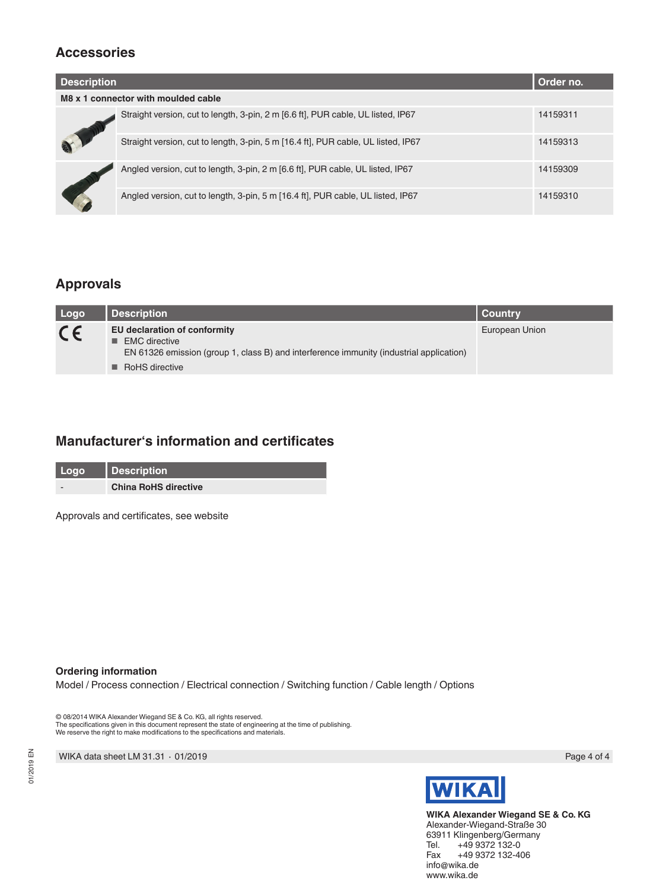## Accessories

| Description | Order no. |
|---|---|
| **M8 x 1 connector with moulded cable** | |
| Straight version, cut to length, 3-pin, 2 m [6.6 ft], PUR cable, UL listed, IP67 | 14159311 |
| Straight version, cut to length, 3-pin, 5 m [16.4 ft], PUR cable, UL listed, IP67 | 14159313 |
| Angled version, cut to length, 3-pin, 2 m [6.6 ft], PUR cable, UL listed, IP67 | 14159309 |
| Angled version, cut to length, 3-pin, 5 m [16.4 ft], PUR cable, UL listed, IP67 | 14159310 |

## Approvals

| Logo | Description | Country |
|---|---|---|
| CE | **EU declaration of conformity**<br>■ EMC directive<br>EN 61326 emission (group 1, class B) and interference immunity (industrial application)<br>■ RoHS directive | European Union |

## Manufacturer's information and certificates

| Logo | Description |
|---|---|
| - | **China RoHS directive** |

Approvals and certificates, see website

**Ordering information**

Model / Process connection / Electrical connection / Switching function / Cable length / Options

© 08/2014 WIKA Alexander Wiegand SE & Co. KG, all rights reserved.
The specifications given in this document represent the state of engineering at the time of publishing.
We reserve the right to make modifications to the specifications and materials.

WIKA data sheet LM 31.31 · 01/2019

**WIKA Alexander Wiegand SE & Co. KG**
Alexander-Wiegand-Straße 30
63911 Klingenberg/Germany
Tel. +49 9372 132-0
Fax +49 9372 132-406
info@wika.de
www.wika.de